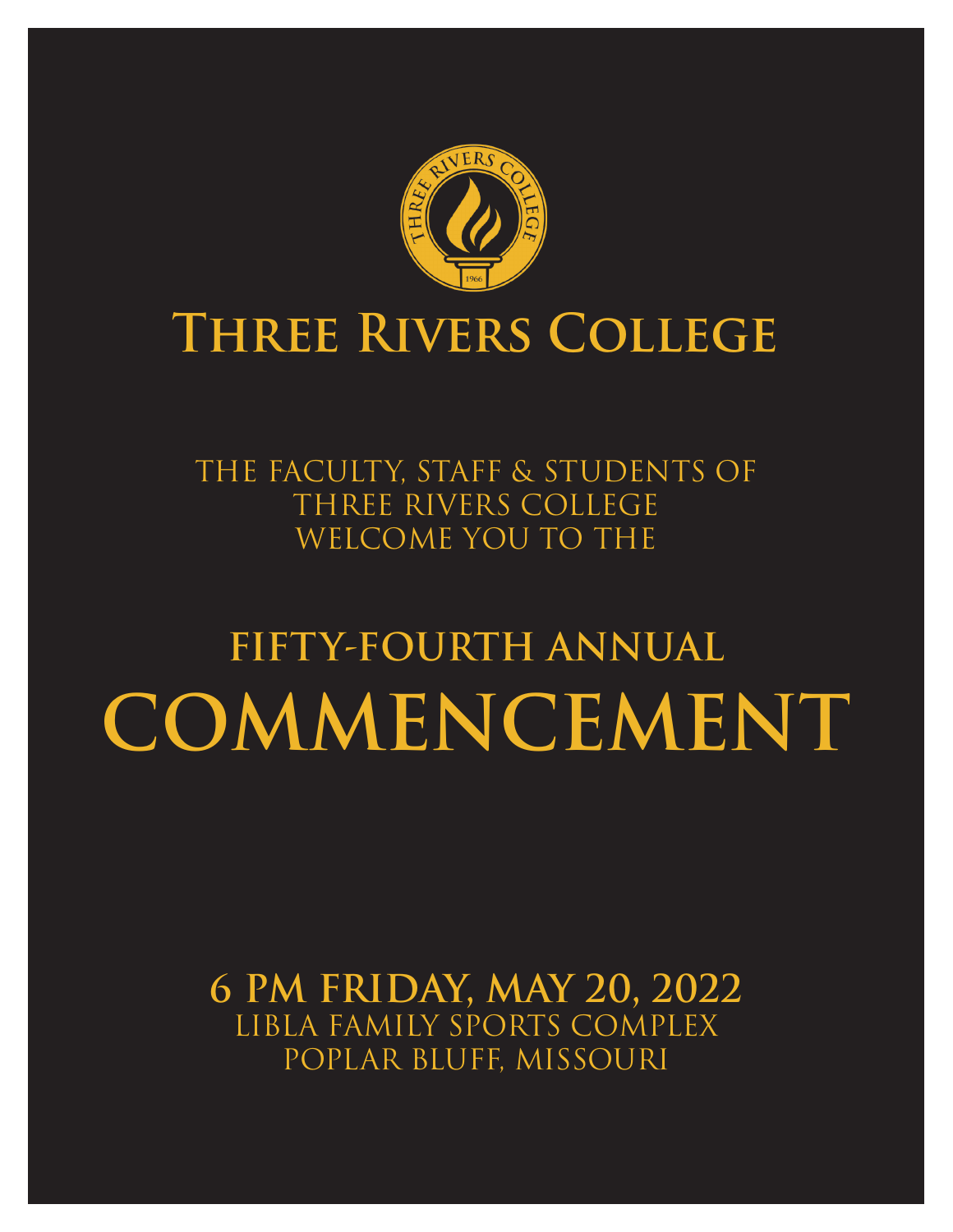# Three Rivers College

THE FACULTY, STAFF & STUDENTS OF
THREE RIVERS COLLEGE
WELCOME YOU TO THE

## FIFTY-FOURTH ANNUAL

# COMMENCEMENT

**6 PM FRIDAY, MAY 20, 2022**
LIBLA FAMILY SPORTS COMPLEX
POPLAR BLUFF, MISSOURI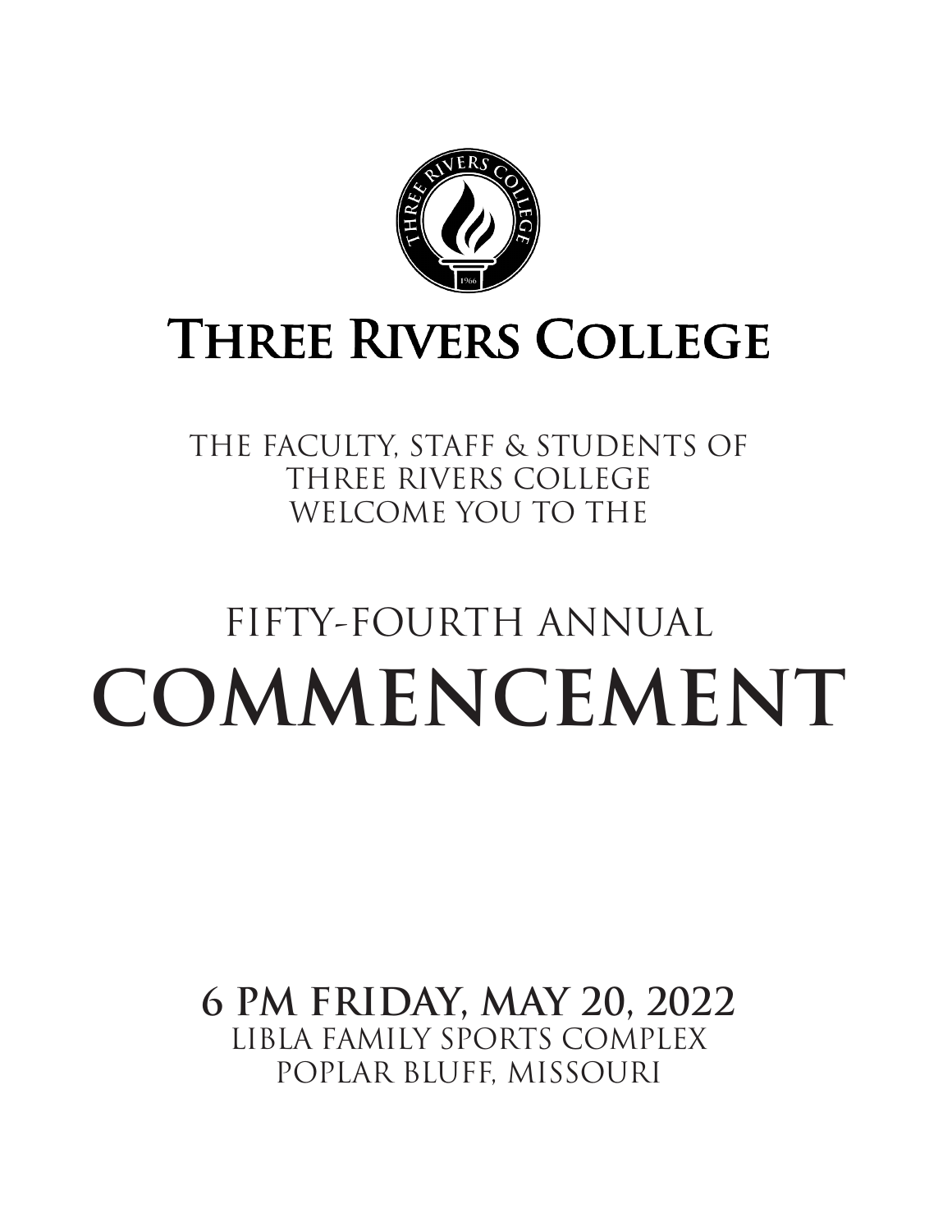# Three Rivers College

THE FACULTY, STAFF & STUDENTS OF
THREE RIVERS COLLEGE
WELCOME YOU TO THE

## FIFTY-FOURTH ANNUAL
# COMMENCEMENT

**6 PM FRIDAY, MAY 20, 2022**
LIBLA FAMILY SPORTS COMPLEX
POPLAR BLUFF, MISSOURI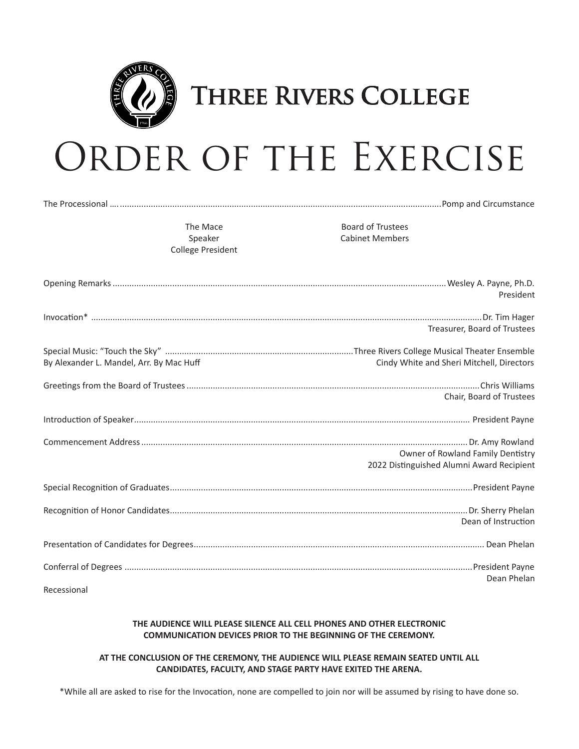# Three Rivers College

# Order of the Exercise

The Processional …. Pomp and Circumstance

The Mace
Speaker
College President

Board of Trustees
Cabinet Members

Opening Remarks .......... Wesley A. Payne, Ph.D.
President

Invocation* .......... Dr. Tim Hager
Treasurer, Board of Trustees

Special Music: "Touch the Sky" .......... Three Rivers College Musical Theater Ensemble
By Alexander L. Mandel, Arr. By Mac Huff
Cindy White and Sheri Mitchell, Directors

Greetings from the Board of Trustees .......... Chris Williams
Chair, Board of Trustees

Introduction of Speaker .......... President Payne

Commencement Address .......... Dr. Amy Rowland
Owner of Rowland Family Dentistry
2022 Distinguished Alumni Award Recipient

Special Recognition of Graduates .......... President Payne

Recognition of Honor Candidates .......... Dr. Sherry Phelan
Dean of Instruction

Presentation of Candidates for Degrees .......... Dean Phelan

Conferral of Degrees .......... President Payne
Dean Phelan

Recessional

**THE AUDIENCE WILL PLEASE SILENCE ALL CELL PHONES AND OTHER ELECTRONIC COMMUNICATION DEVICES PRIOR TO THE BEGINNING OF THE CEREMONY.**

**AT THE CONCLUSION OF THE CEREMONY, THE AUDIENCE WILL PLEASE REMAIN SEATED UNTIL ALL CANDIDATES, FACULTY, AND STAGE PARTY HAVE EXITED THE ARENA.**

*While all are asked to rise for the Invocation, none are compelled to join nor will be assumed by rising to have done so.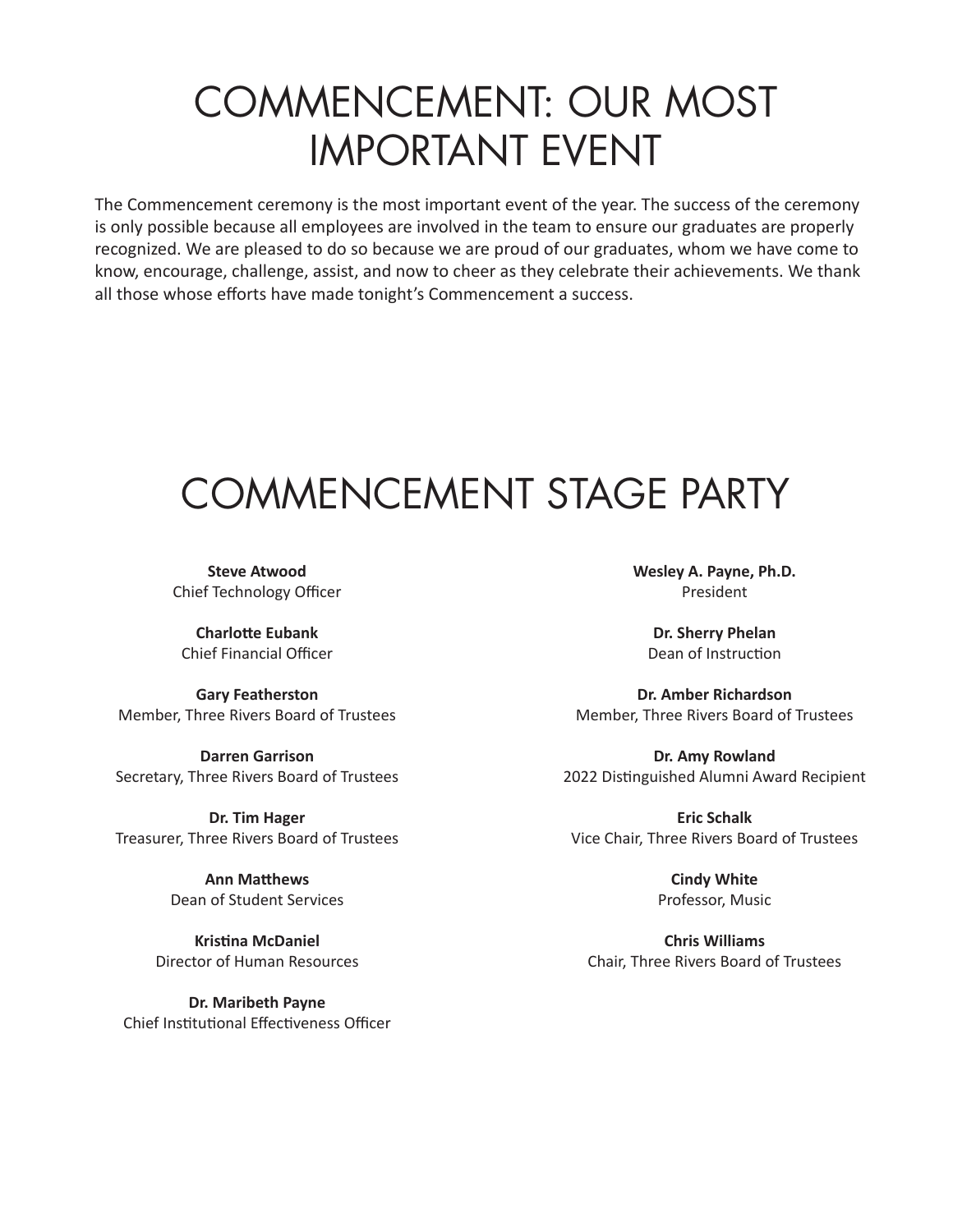# COMMENCEMENT: OUR MOST IMPORTANT EVENT

The Commencement ceremony is the most important event of the year. The success of the ceremony is only possible because all employees are involved in the team to ensure our graduates are properly recognized. We are pleased to do so because we are proud of our graduates, whom we have come to know, encourage, challenge, assist, and now to cheer as they celebrate their achievements. We thank all those whose efforts have made tonight's Commencement a success.

# COMMENCEMENT STAGE PARTY

**Steve Atwood**
Chief Technology Officer

**Charlotte Eubank**
Chief Financial Officer

**Gary Featherston**
Member, Three Rivers Board of Trustees

**Darren Garrison**
Secretary, Three Rivers Board of Trustees

**Dr. Tim Hager**
Treasurer, Three Rivers Board of Trustees

**Ann Matthews**
Dean of Student Services

**Kristina McDaniel**
Director of Human Resources

**Dr. Maribeth Payne**
Chief Institutional Effectiveness Officer

**Wesley A. Payne, Ph.D.**
President

**Dr. Sherry Phelan**
Dean of Instruction

**Dr. Amber Richardson**
Member, Three Rivers Board of Trustees

**Dr. Amy Rowland**
2022 Distinguished Alumni Award Recipient

**Eric Schalk**
Vice Chair, Three Rivers Board of Trustees

**Cindy White**
Professor, Music

**Chris Williams**
Chair, Three Rivers Board of Trustees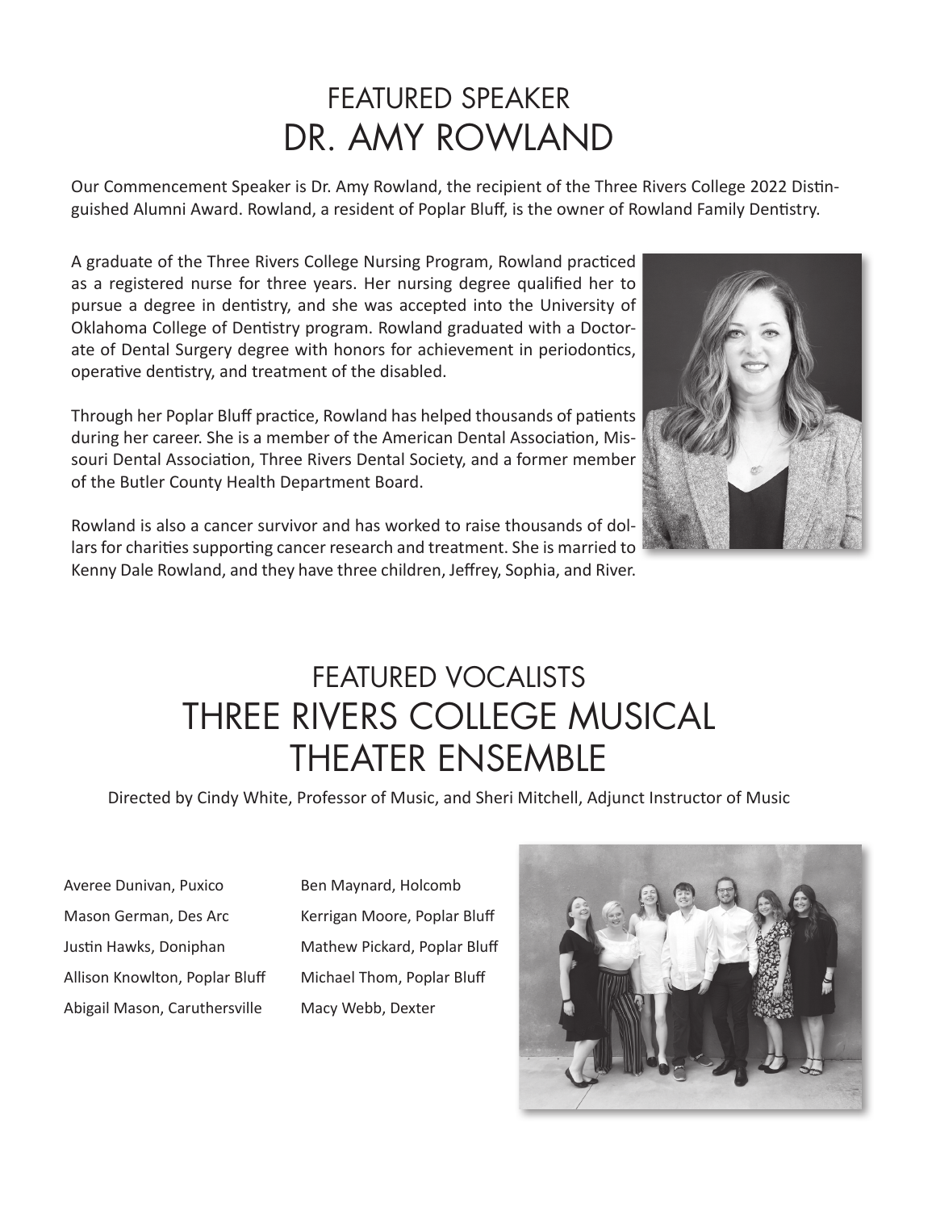# FEATURED SPEAKER
# DR. AMY ROWLAND

Our Commencement Speaker is Dr. Amy Rowland, the recipient of the Three Rivers College 2022 Distinguished Alumni Award. Rowland, a resident of Poplar Bluff, is the owner of Rowland Family Dentistry.

A graduate of the Three Rivers College Nursing Program, Rowland practiced as a registered nurse for three years. Her nursing degree qualified her to pursue a degree in dentistry, and she was accepted into the University of Oklahoma College of Dentistry program. Rowland graduated with a Doctorate of Dental Surgery degree with honors for achievement in periodontics, operative dentistry, and treatment of the disabled.

Through her Poplar Bluff practice, Rowland has helped thousands of patients during her career. She is a member of the American Dental Association, Missouri Dental Association, Three Rivers Dental Society, and a former member of the Butler County Health Department Board.

Rowland is also a cancer survivor and has worked to raise thousands of dollars for charities supporting cancer research and treatment. She is married to Kenny Dale Rowland, and they have three children, Jeffrey, Sophia, and River.

# FEATURED VOCALISTS
# THREE RIVERS COLLEGE MUSICAL THEATER ENSEMBLE

Directed by Cindy White, Professor of Music, and Sheri Mitchell, Adjunct Instructor of Music

Averee Dunivan, Puxico
Mason German, Des Arc
Justin Hawks, Doniphan
Allison Knowlton, Poplar Bluff
Abigail Mason, Caruthersville
Ben Maynard, Holcomb
Kerrigan Moore, Poplar Bluff
Mathew Pickard, Poplar Bluff
Michael Thom, Poplar Bluff
Macy Webb, Dexter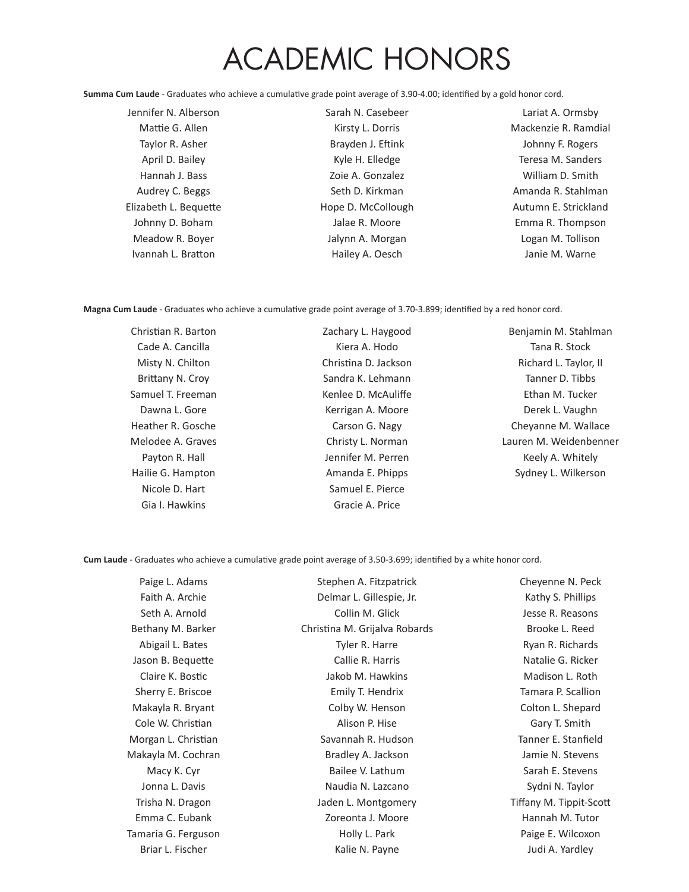# ACADEMIC HONORS

**Summa Cum Laude** - Graduates who achieve a cumulative grade point average of 3.90-4.00; identified by a gold honor cord.

Jennifer N. Alberson
Mattie G. Allen
Taylor R. Asher
April D. Bailey
Hannah J. Bass
Audrey C. Beggs
Elizabeth L. Bequette
Johnny D. Boham
Meadow R. Boyer
Ivannah L. Bratton
Sarah N. Casebeer
Kirsty L. Dorris
Brayden J. Eftink
Kyle H. Elledge
Zoie A. Gonzalez
Seth D. Kirkman
Hope D. McCollough
Jalae R. Moore
Jalynn A. Morgan
Hailey A. Oesch
Lariat A. Ormsby
Mackenzie R. Ramdial
Johnny F. Rogers
Teresa M. Sanders
William D. Smith
Amanda R. Stahlman
Autumn E. Strickland
Emma R. Thompson
Logan M. Tollison
Janie M. Warne

**Magna Cum Laude** - Graduates who achieve a cumulative grade point average of 3.70-3.899; identified by a red honor cord.

Christian R. Barton
Cade A. Cancilla
Misty N. Chilton
Brittany N. Croy
Samuel T. Freeman
Dawna L. Gore
Heather R. Gosche
Melodee A. Graves
Payton R. Hall
Hailie G. Hampton
Nicole D. Hart
Gia I. Hawkins
Zachary L. Haygood
Kiera A. Hodo
Christina D. Jackson
Sandra K. Lehmann
Kenlee D. McAuliffe
Kerrigan A. Moore
Carson G. Nagy
Christy L. Norman
Jennifer M. Perren
Amanda E. Phipps
Samuel E. Pierce
Gracie A. Price
Benjamin M. Stahlman
Tana R. Stock
Richard L. Taylor, II
Tanner D. Tibbs
Ethan M. Tucker
Derek L. Vaughn
Cheyanne M. Wallace
Lauren M. Weidenbenner
Keely A. Whitely
Sydney L. Wilkerson

**Cum Laude** - Graduates who achieve a cumulative grade point average of 3.50-3.699; identified by a white honor cord.

Paige L. Adams
Faith A. Archie
Seth A. Arnold
Bethany M. Barker
Abigail L. Bates
Jason B. Bequette
Claire K. Bostic
Sherry E. Briscoe
Makayla R. Bryant
Cole W. Christian
Morgan L. Christian
Makayla M. Cochran
Macy K. Cyr
Jonna L. Davis
Trisha N. Dragon
Emma C. Eubank
Tamaria G. Ferguson
Briar L. Fischer
Stephen A. Fitzpatrick
Delmar L. Gillespie, Jr.
Collin M. Glick
Christina M. Grijalva Robards
Tyler R. Harre
Callie R. Harris
Jakob M. Hawkins
Emily T. Hendrix
Colby W. Henson
Alison P. Hise
Savannah R. Hudson
Bradley A. Jackson
Bailee V. Lathum
Naudia N. Lazcano
Jaden L. Montgomery
Zoreonta J. Moore
Holly L. Park
Kalie N. Payne
Cheyenne N. Peck
Kathy S. Phillips
Jesse R. Reasons
Brooke L. Reed
Ryan R. Richards
Natalie G. Ricker
Madison L. Roth
Tamara P. Scallion
Colton L. Shepard
Gary T. Smith
Tanner E. Stanfield
Jamie N. Stevens
Sarah E. Stevens
Sydni N. Taylor
Tiffany M. Tippit-Scott
Hannah M. Tutor
Paige E. Wilcoxon
Judi A. Yardley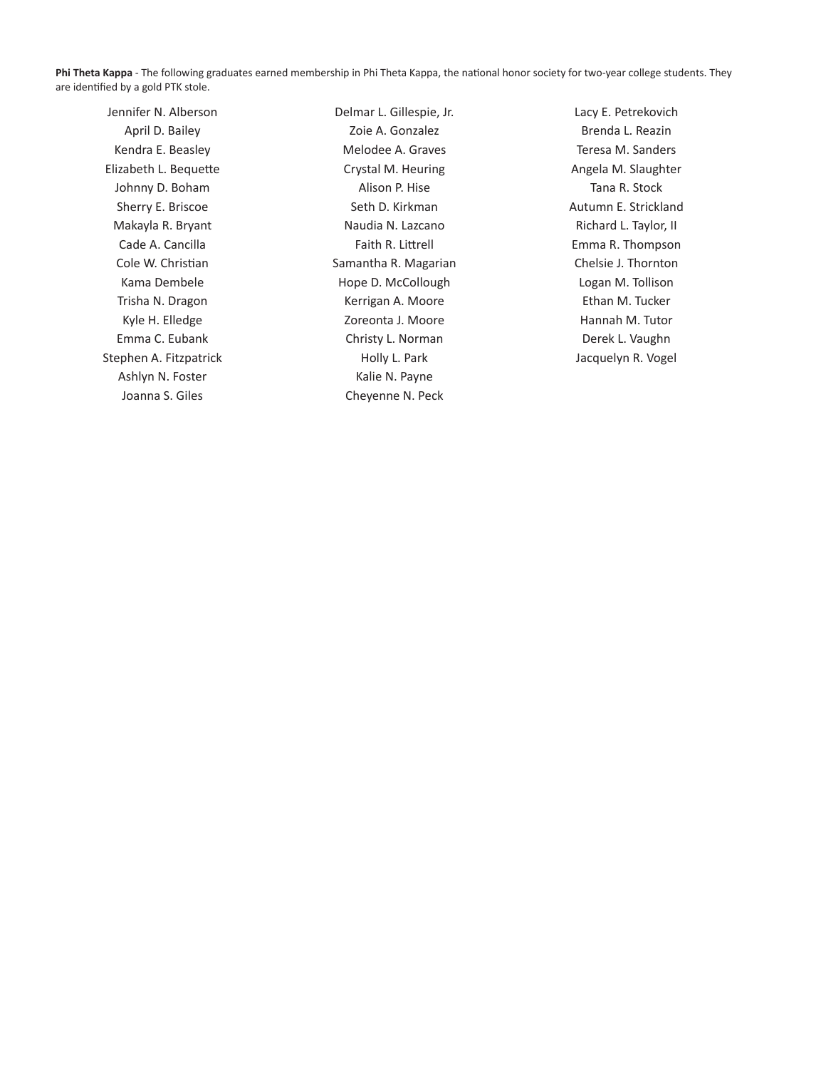**Phi Theta Kappa** - The following graduates earned membership in Phi Theta Kappa, the national honor society for two-year college students. They are identified by a gold PTK stole.

Jennifer N. Alberson
April D. Bailey
Kendra E. Beasley
Elizabeth L. Bequette
Johnny D. Boham
Sherry E. Briscoe
Makayla R. Bryant
Cade A. Cancilla
Cole W. Christian
Kama Dembele
Trisha N. Dragon
Kyle H. Elledge
Emma C. Eubank
Stephen A. Fitzpatrick
Ashlyn N. Foster
Joanna S. Giles
Delmar L. Gillespie, Jr.
Zoie A. Gonzalez
Melodee A. Graves
Crystal M. Heuring
Alison P. Hise
Seth D. Kirkman
Naudia N. Lazcano
Faith R. Littrell
Samantha R. Magarian
Hope D. McCollough
Kerrigan A. Moore
Zoreonta J. Moore
Christy L. Norman
Holly L. Park
Kalie N. Payne
Cheyenne N. Peck
Lacy E. Petrekovich
Brenda L. Reazin
Teresa M. Sanders
Angela M. Slaughter
Tana R. Stock
Autumn E. Strickland
Richard L. Taylor, II
Emma R. Thompson
Chelsie J. Thornton
Logan M. Tollison
Ethan M. Tucker
Hannah M. Tutor
Derek L. Vaughn
Jacquelyn R. Vogel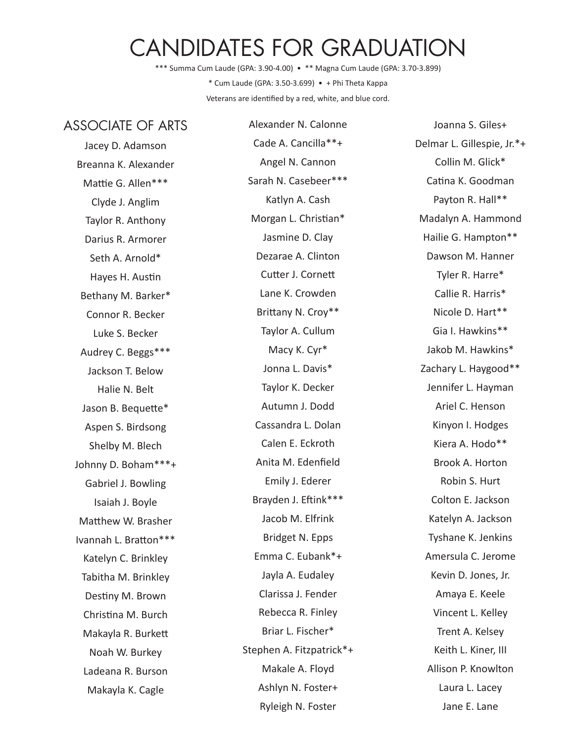# CANDIDATES FOR GRADUATION

*** Summa Cum Laude (GPA: 3.90-4.00) • ** Magna Cum Laude (GPA: 3.70-3.899)

* Cum Laude (GPA: 3.50-3.699) • + Phi Theta Kappa

Veterans are identified by a red, white, and blue cord.

## ASSOCIATE OF ARTS

Jacey D. Adamson
Breanna K. Alexander
Mattie G. Allen***
Clyde J. Anglim
Taylor R. Anthony
Darius R. Armorer
Seth A. Arnold*
Hayes H. Austin
Bethany M. Barker*
Connor R. Becker
Luke S. Becker
Audrey C. Beggs***
Jackson T. Below
Halie N. Belt
Jason B. Bequette*
Aspen S. Birdsong
Shelby M. Blech
Johnny D. Boham***+
Gabriel J. Bowling
Isaiah J. Boyle
Matthew W. Brasher
Ivannah L. Bratton***
Katelyn C. Brinkley
Tabitha M. Brinkley
Destiny M. Brown
Christina M. Burch
Makayla R. Burkett
Noah W. Burkey
Ladeana R. Burson
Makayla K. Cagle
Alexander N. Calonne
Cade A. Cancilla**+
Angel N. Cannon
Sarah N. Casebeer***
Katlyn A. Cash
Morgan L. Christian*
Jasmine D. Clay
Dezarae A. Clinton
Cutter J. Cornett
Lane K. Crowden
Brittany N. Croy**
Taylor A. Cullum
Macy K. Cyr*
Jonna L. Davis*
Taylor K. Decker
Autumn J. Dodd
Cassandra L. Dolan
Calen E. Eckroth
Anita M. Edenfield
Emily J. Ederer
Brayden J. Eftink***
Jacob M. Elfrink
Bridget N. Epps
Emma C. Eubank*+
Jayla A. Eudaley
Clarissa J. Fender
Rebecca R. Finley
Briar L. Fischer*
Stephen A. Fitzpatrick*+
Makale A. Floyd
Ashlyn N. Foster+
Ryleigh N. Foster
Joanna S. Giles+
Delmar L. Gillespie, Jr.*+
Collin M. Glick*
Catina K. Goodman
Payton R. Hall**
Madalyn A. Hammond
Hailie G. Hampton**
Dawson M. Hanner
Tyler R. Harre*
Callie R. Harris*
Nicole D. Hart**
Gia I. Hawkins**
Jakob M. Hawkins*
Zachary L. Haygood**
Jennifer L. Hayman
Ariel C. Henson
Kinyon I. Hodges
Kiera A. Hodo**
Brook A. Horton
Robin S. Hurt
Colton E. Jackson
Katelyn A. Jackson
Tyshane K. Jenkins
Amersula C. Jerome
Kevin D. Jones, Jr.
Amaya E. Keele
Vincent L. Kelley
Trent A. Kelsey
Keith L. Kiner, III
Allison P. Knowlton
Laura L. Lacey
Jane E. Lane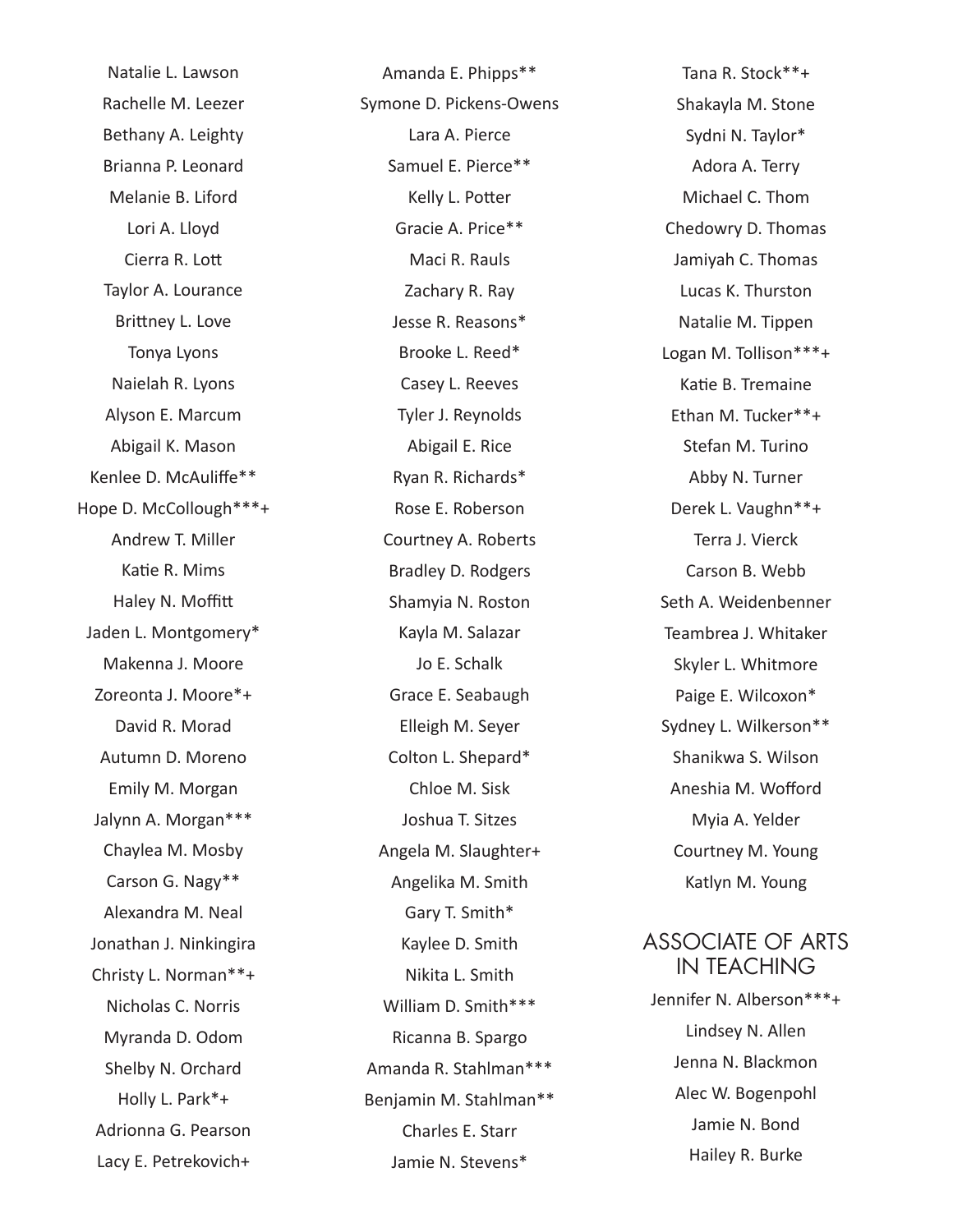Natalie L. Lawson

Rachelle M. Leezer

Bethany A. Leighty

Brianna P. Leonard

Melanie B. Liford

Lori A. Lloyd

Cierra R. Lott

Taylor A. Lourance

Brittney L. Love

Tonya Lyons

Naielah R. Lyons

Alyson E. Marcum

Abigail K. Mason

Kenlee D. McAuliffe**

Hope D. McCollough***+

Andrew T. Miller

Katie R. Mims

Haley N. Moffitt

Jaden L. Montgomery*

Makenna J. Moore

Zoreonta J. Moore*+

David R. Morad

Autumn D. Moreno

Emily M. Morgan

Jalynn A. Morgan***

Chaylea M. Mosby

Carson G. Nagy**

Alexandra M. Neal

Jonathan J. Ninkingira

Christy L. Norman**+

Nicholas C. Norris

Myranda D. Odom

Shelby N. Orchard

Holly L. Park*+

Adrionna G. Pearson

Lacy E. Petrekovich+

Amanda E. Phipps**

Symone D. Pickens-Owens

Lara A. Pierce

Samuel E. Pierce**

Kelly L. Potter

Gracie A. Price**

Maci R. Rauls

Zachary R. Ray

Jesse R. Reasons*

Brooke L. Reed*

Casey L. Reeves

Tyler J. Reynolds

Abigail E. Rice

Ryan R. Richards*

Rose E. Roberson

Courtney A. Roberts

Bradley D. Rodgers

Shamyia N. Roston

Kayla M. Salazar

Jo E. Schalk

Grace E. Seabaugh

Elleigh M. Seyer

Colton L. Shepard*

Chloe M. Sisk

Joshua T. Sitzes

Angela M. Slaughter+

Angelika M. Smith

Gary T. Smith*

Kaylee D. Smith

Nikita L. Smith

William D. Smith***

Ricanna B. Spargo

Amanda R. Stahlman***

Benjamin M. Stahlman**

Charles E. Starr

Jamie N. Stevens*

Tana R. Stock**+

Shakayla M. Stone

Sydni N. Taylor*

Adora A. Terry

Michael C. Thom

Chedowry D. Thomas

Jamiyah C. Thomas

Lucas K. Thurston

Natalie M. Tippen

Logan M. Tollison***+

Katie B. Tremaine

Ethan M. Tucker**+

Stefan M. Turino

Abby N. Turner

Derek L. Vaughn**+

Terra J. Vierck

Carson B. Webb

Seth A. Weidenbenner

Teambrea J. Whitaker

Skyler L. Whitmore

Paige E. Wilcoxon*

Sydney L. Wilkerson**

Shanikwa S. Wilson

Aneshia M. Wofford

Myia A. Yelder

Courtney M. Young

Katlyn M. Young

## ASSOCIATE OF ARTS IN TEACHING

Jennifer N. Alberson***+

Lindsey N. Allen

Jenna N. Blackmon

Alec W. Bogenpohl

Jamie N. Bond

Hailey R. Burke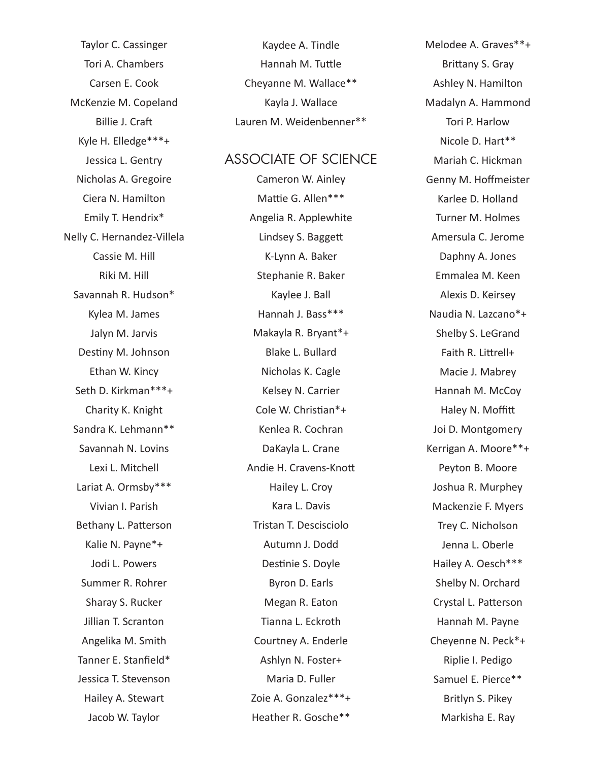Taylor C. Cassinger
Tori A. Chambers
Carsen E. Cook
McKenzie M. Copeland
Billie J. Craft
Kyle H. Elledge***+
Jessica L. Gentry
Nicholas A. Gregoire
Ciera N. Hamilton
Emily T. Hendrix*
Nelly C. Hernandez-Villela
Cassie M. Hill
Riki M. Hill
Savannah R. Hudson*
Kylea M. James
Jalyn M. Jarvis
Destiny M. Johnson
Ethan W. Kincy
Seth D. Kirkman***+
Charity K. Knight
Sandra K. Lehmann**
Savannah N. Lovins
Lexi L. Mitchell
Lariat A. Ormsby***
Vivian I. Parish
Bethany L. Patterson
Kalie N. Payne*+
Jodi L. Powers
Summer R. Rohrer
Sharay S. Rucker
Jillian T. Scranton
Angelika M. Smith
Tanner E. Stanfield*
Jessica T. Stevenson
Hailey A. Stewart
Jacob W. Taylor
Kaydee A. Tindle
Hannah M. Tuttle
Cheyanne M. Wallace**
Kayla J. Wallace
Lauren M. Weidenbenner**

## ASSOCIATE OF SCIENCE

Cameron W. Ainley
Mattie G. Allen***
Angelia R. Applewhite
Lindsey S. Baggett
K-Lynn A. Baker
Stephanie R. Baker
Kaylee J. Ball
Hannah J. Bass***
Makayla R. Bryant*+
Blake L. Bullard
Nicholas K. Cagle
Kelsey N. Carrier
Cole W. Christian*+
Kenlea R. Cochran
DaKayla L. Crane
Andie H. Cravens-Knott
Hailey L. Croy
Kara L. Davis
Tristan T. Descisciolo
Autumn J. Dodd
Destinie S. Doyle
Byron D. Earls
Megan R. Eaton
Tianna L. Eckroth
Courtney A. Enderle
Ashlyn N. Foster+
Maria D. Fuller
Zoie A. Gonzalez***+
Heather R. Gosche**
Melodee A. Graves**+
Brittany S. Gray
Ashley N. Hamilton
Madalyn A. Hammond
Tori P. Harlow
Nicole D. Hart**
Mariah C. Hickman
Genny M. Hoffmeister
Karlee D. Holland
Turner M. Holmes
Amersula C. Jerome
Daphny A. Jones
Emmalea M. Keen
Alexis D. Keirsey
Naudia N. Lazcano*+
Shelby S. LeGrand
Faith R. Littrell+
Macie J. Mabrey
Hannah M. McCoy
Haley N. Moffitt
Joi D. Montgomery
Kerrigan A. Moore**+
Peyton B. Moore
Joshua R. Murphey
Mackenzie F. Myers
Trey C. Nicholson
Jenna L. Oberle
Hailey A. Oesch***
Shelby N. Orchard
Crystal L. Patterson
Hannah M. Payne
Cheyenne N. Peck*+
Riplie I. Pedigo
Samuel E. Pierce**
Britlyn S. Pikey
Markisha E. Ray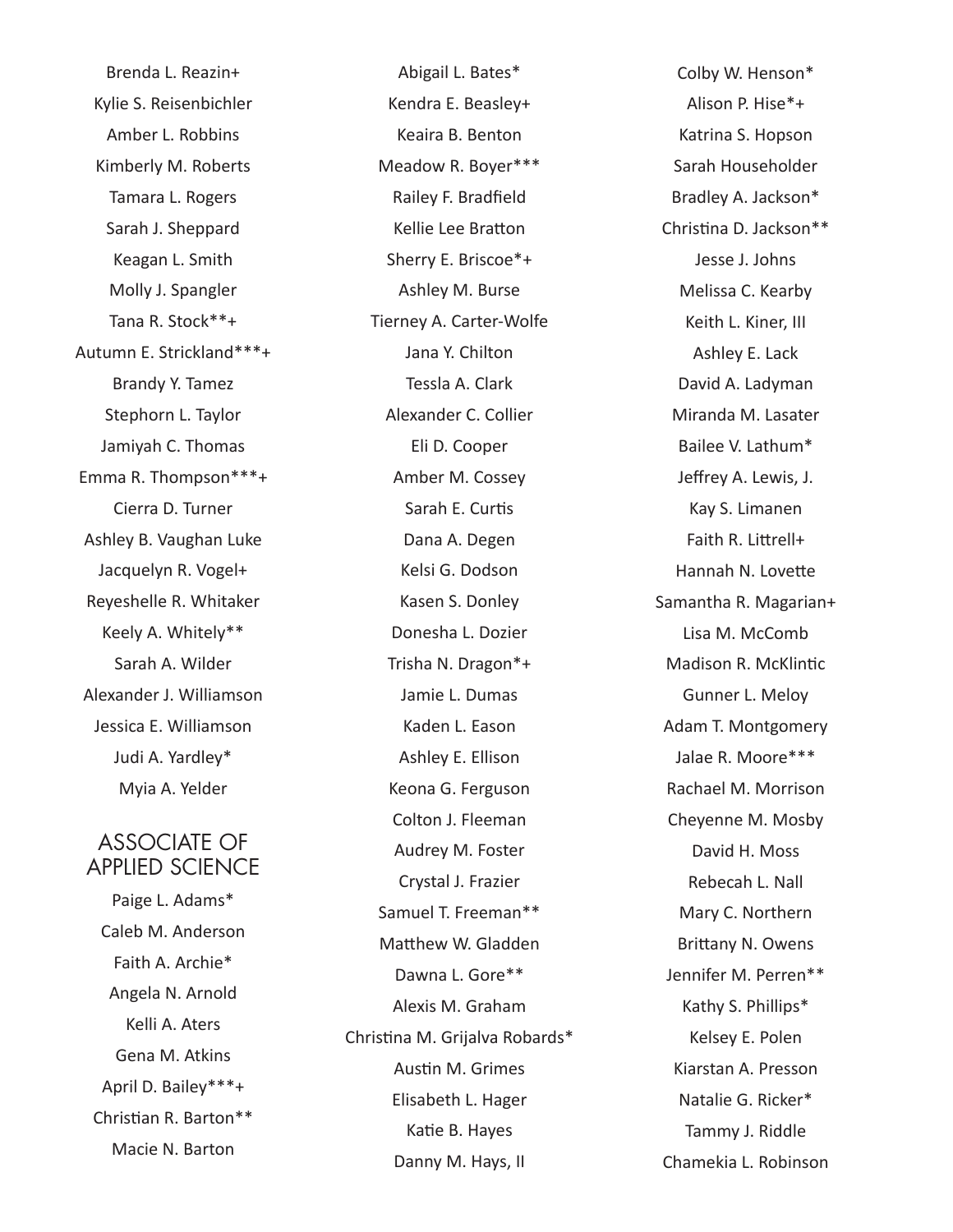Brenda L. Reazin+

Kylie S. Reisenbichler

Amber L. Robbins

Kimberly M. Roberts

Tamara L. Rogers

Sarah J. Sheppard

Keagan L. Smith

Molly J. Spangler

Tana R. Stock**+

Autumn E. Strickland***+

Brandy Y. Tamez

Stephorn L. Taylor

Jamiyah C. Thomas

Emma R. Thompson***+

Cierra D. Turner

Ashley B. Vaughan Luke

Jacquelyn R. Vogel+

Reyeshelle R. Whitaker

Keely A. Whitely**

Sarah A. Wilder

Alexander J. Williamson

Jessica E. Williamson

Judi A. Yardley*

Myia A. Yelder

## ASSOCIATE OF APPLIED SCIENCE

Paige L. Adams*

Caleb M. Anderson

Faith A. Archie*

Angela N. Arnold

Kelli A. Aters

Gena M. Atkins

April D. Bailey***+

Christian R. Barton**

Macie N. Barton

Abigail L. Bates*

Kendra E. Beasley+

Keaira B. Benton

Meadow R. Boyer***

Railey F. Bradfield

Kellie Lee Bratton

Sherry E. Briscoe*+

Ashley M. Burse

Tierney A. Carter-Wolfe

Jana Y. Chilton

Tessla A. Clark

Alexander C. Collier

Eli D. Cooper

Amber M. Cossey

Sarah E. Curtis

Dana A. Degen

Kelsi G. Dodson

Kasen S. Donley

Donesha L. Dozier

Trisha N. Dragon*+

Jamie L. Dumas

Kaden L. Eason

Ashley E. Ellison

Keona G. Ferguson

Colton J. Fleeman

Audrey M. Foster

Crystal J. Frazier

Samuel T. Freeman**

Matthew W. Gladden

Dawna L. Gore**

Alexis M. Graham

Christina M. Grijalva Robards*

Austin M. Grimes

Elisabeth L. Hager

Katie B. Hayes

Danny M. Hays, II

Colby W. Henson*

Alison P. Hise*+

Katrina S. Hopson

Sarah Householder

Bradley A. Jackson*

Christina D. Jackson**

Jesse J. Johns

Melissa C. Kearby

Keith L. Kiner, III

Ashley E. Lack

David A. Ladyman

Miranda M. Lasater

Bailee V. Lathum*

Jeffrey A. Lewis, J.

Kay S. Limanen

Faith R. Littrell+

Hannah N. Lovette

Samantha R. Magarian+

Lisa M. McComb

Madison R. McKlintic

Gunner L. Meloy

Adam T. Montgomery

Jalae R. Moore***

Rachael M. Morrison

Cheyenne M. Mosby

David H. Moss

Rebecah L. Nall

Mary C. Northern

Brittany N. Owens

Jennifer M. Perren**

Kathy S. Phillips*

Kelsey E. Polen

Kiarstan A. Presson

Natalie G. Ricker*

Tammy J. Riddle

Chamekia L. Robinson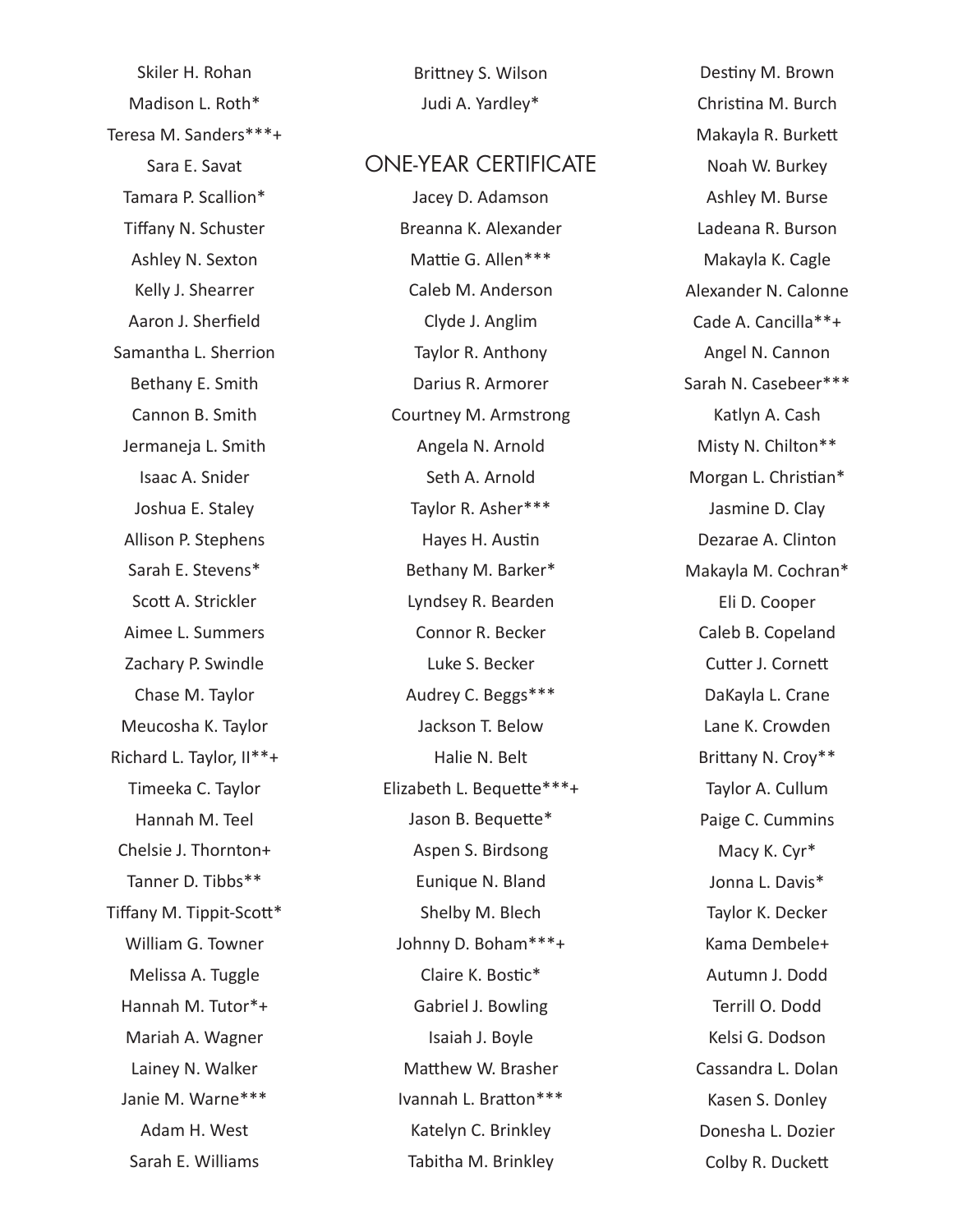Skiler H. Rohan

Madison L. Roth*

Teresa M. Sanders***+

Sara E. Savat

Tamara P. Scallion*

Tiffany N. Schuster

Ashley N. Sexton

Kelly J. Shearrer

Aaron J. Sherfield

Samantha L. Sherrion

Bethany E. Smith

Cannon B. Smith

Jermaneja L. Smith

Isaac A. Snider

Joshua E. Staley

Allison P. Stephens

Sarah E. Stevens*

Scott A. Strickler

Aimee L. Summers

Zachary P. Swindle

Chase M. Taylor

Meucosha K. Taylor

Richard L. Taylor, II**+

Timeeka C. Taylor

Hannah M. Teel

Chelsie J. Thornton+

Tanner D. Tibbs**

Tiffany M. Tippit-Scott*

William G. Towner

Melissa A. Tuggle

Hannah M. Tutor*+

Mariah A. Wagner

Lainey N. Walker

Janie M. Warne***

Adam H. West

Sarah E. Williams

Brittney S. Wilson

Judi A. Yardley*

## ONE-YEAR CERTIFICATE

Jacey D. Adamson

Breanna K. Alexander

Mattie G. Allen***

Caleb M. Anderson

Clyde J. Anglim

Taylor R. Anthony

Darius R. Armorer

Courtney M. Armstrong

Angela N. Arnold

Seth A. Arnold

Taylor R. Asher***

Hayes H. Austin

Bethany M. Barker*

Lyndsey R. Bearden

Connor R. Becker

Luke S. Becker

Audrey C. Beggs***

Jackson T. Below

Halie N. Belt

Elizabeth L. Bequette***+

Jason B. Bequette*

Aspen S. Birdsong

Eunique N. Bland

Shelby M. Blech

Johnny D. Boham***+

Claire K. Bostic*

Gabriel J. Bowling

Isaiah J. Boyle

Matthew W. Brasher

Ivannah L. Bratton***

Katelyn C. Brinkley

Tabitha M. Brinkley

Destiny M. Brown

Christina M. Burch

Makayla R. Burkett

Noah W. Burkey

Ashley M. Burse

Ladeana R. Burson

Makayla K. Cagle

Alexander N. Calonne

Cade A. Cancilla**+

Angel N. Cannon

Sarah N. Casebeer***

Katlyn A. Cash

Misty N. Chilton**

Morgan L. Christian*

Jasmine D. Clay

Dezarae A. Clinton

Makayla M. Cochran*

Eli D. Cooper

Caleb B. Copeland

Cutter J. Cornett

DaKayla L. Crane

Lane K. Crowden

Brittany N. Croy**

Taylor A. Cullum

Paige C. Cummins

Macy K. Cyr*

Jonna L. Davis*

Taylor K. Decker

Kama Dembele+

Autumn J. Dodd

Terrill O. Dodd

Kelsi G. Dodson

Cassandra L. Dolan

Kasen S. Donley

Donesha L. Dozier

Colby R. Duckett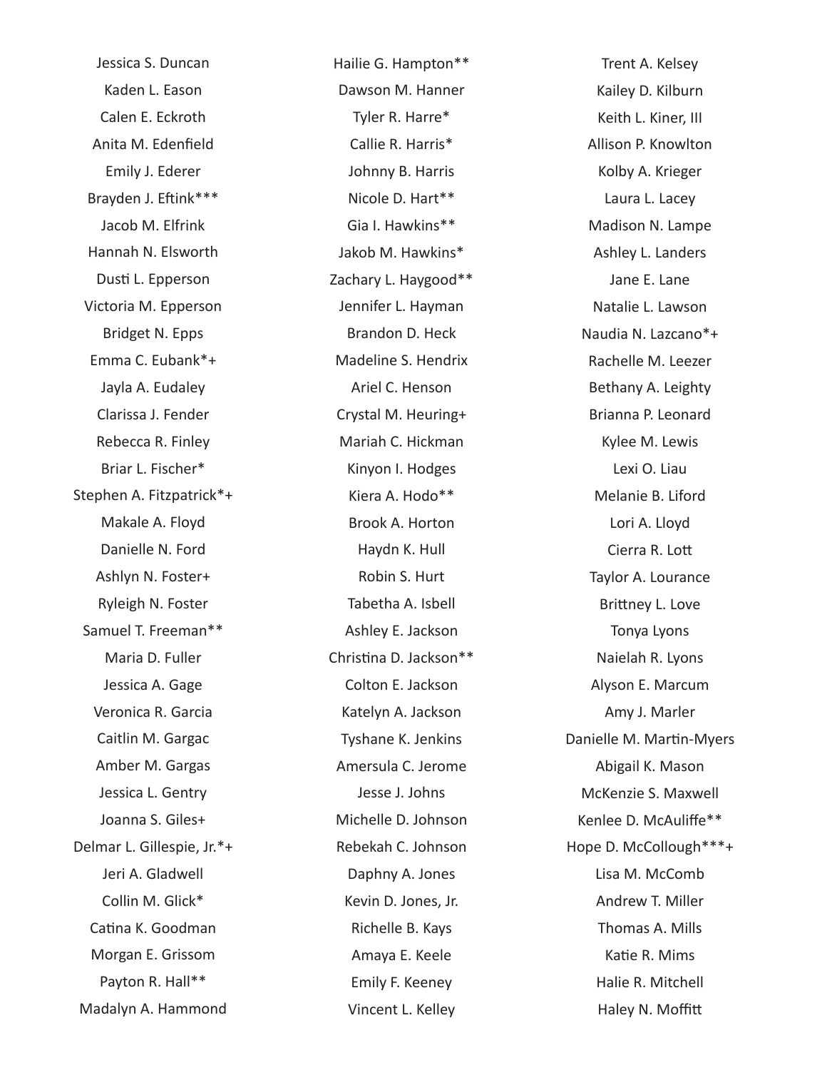Jessica S. Duncan
Kaden L. Eason
Calen E. Eckroth
Anita M. Edenfield
Emily J. Ederer
Brayden J. Eftink***
Jacob M. Elfrink
Hannah N. Elsworth
Dusti L. Epperson
Victoria M. Epperson
Bridget N. Epps
Emma C. Eubank*+
Jayla A. Eudaley
Clarissa J. Fender
Rebecca R. Finley
Briar L. Fischer*
Stephen A. Fitzpatrick*+
Makale A. Floyd
Danielle N. Ford
Ashlyn N. Foster+
Ryleigh N. Foster
Samuel T. Freeman**
Maria D. Fuller
Jessica A. Gage
Veronica R. Garcia
Caitlin M. Gargac
Amber M. Gargas
Jessica L. Gentry
Joanna S. Giles+
Delmar L. Gillespie, Jr.*+
Jeri A. Gladwell
Collin M. Glick*
Catina K. Goodman
Morgan E. Grissom
Payton R. Hall**
Madalyn A. Hammond
Hailie G. Hampton**
Dawson M. Hanner
Tyler R. Harre*
Callie R. Harris*
Johnny B. Harris
Nicole D. Hart**
Gia I. Hawkins**
Jakob M. Hawkins*
Zachary L. Haygood**
Jennifer L. Hayman
Brandon D. Heck
Madeline S. Hendrix
Ariel C. Henson
Crystal M. Heuring+
Mariah C. Hickman
Kinyon I. Hodges
Kiera A. Hodo**
Brook A. Horton
Haydn K. Hull
Robin S. Hurt
Tabetha A. Isbell
Ashley E. Jackson
Christina D. Jackson**
Colton E. Jackson
Katelyn A. Jackson
Tyshane K. Jenkins
Amersula C. Jerome
Jesse J. Johns
Michelle D. Johnson
Rebekah C. Johnson
Daphny A. Jones
Kevin D. Jones, Jr.
Richelle B. Kays
Amaya E. Keele
Emily F. Keeney
Vincent L. Kelley
Trent A. Kelsey
Kailey D. Kilburn
Keith L. Kiner, III
Allison P. Knowlton
Kolby A. Krieger
Laura L. Lacey
Madison N. Lampe
Ashley L. Landers
Jane E. Lane
Natalie L. Lawson
Naudia N. Lazcano*+
Rachelle M. Leezer
Bethany A. Leighty
Brianna P. Leonard
Kylee M. Lewis
Lexi O. Liau
Melanie B. Liford
Lori A. Lloyd
Cierra R. Lott
Taylor A. Lourance
Brittney L. Love
Tonya Lyons
Naielah R. Lyons
Alyson E. Marcum
Amy J. Marler
Danielle M. Martin-Myers
Abigail K. Mason
McKenzie S. Maxwell
Kenlee D. McAuliffe**
Hope D. McCollough***+
Lisa M. McComb
Andrew T. Miller
Thomas A. Mills
Katie R. Mims
Halie R. Mitchell
Haley N. Moffitt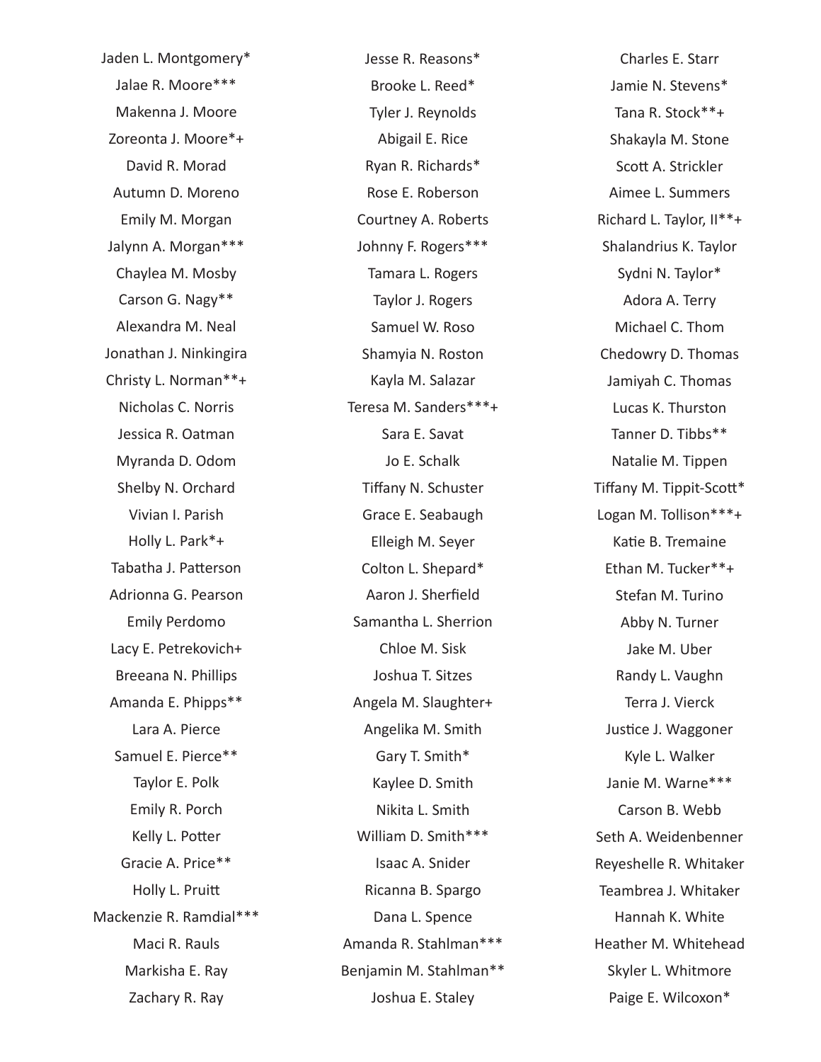Jaden L. Montgomery*

Jalae R. Moore***

Makenna J. Moore

Zoreonta J. Moore*+

David R. Morad

Autumn D. Moreno

Emily M. Morgan

Jalynn A. Morgan***

Chaylea M. Mosby

Carson G. Nagy**

Alexandra M. Neal

Jonathan J. Ninkingira

Christy L. Norman**+

Nicholas C. Norris

Jessica R. Oatman

Myranda D. Odom

Shelby N. Orchard

Vivian I. Parish

Holly L. Park*+

Tabatha J. Patterson

Adrionna G. Pearson

Emily Perdomo

Lacy E. Petrekovich+

Breeana N. Phillips

Amanda E. Phipps**

Lara A. Pierce

Samuel E. Pierce**

Taylor E. Polk

Emily R. Porch

Kelly L. Potter

Gracie A. Price**

Holly L. Pruitt

Mackenzie R. Ramdial***

Maci R. Rauls

Markisha E. Ray

Zachary R. Ray

Jesse R. Reasons*

Brooke L. Reed*

Tyler J. Reynolds

Abigail E. Rice

Ryan R. Richards*

Rose E. Roberson

Courtney A. Roberts

Johnny F. Rogers***

Tamara L. Rogers

Taylor J. Rogers

Samuel W. Roso

Shamyia N. Roston

Kayla M. Salazar

Teresa M. Sanders***+

Sara E. Savat

Jo E. Schalk

Tiffany N. Schuster

Grace E. Seabaugh

Elleigh M. Seyer

Colton L. Shepard*

Aaron J. Sherfield

Samantha L. Sherrion

Chloe M. Sisk

Joshua T. Sitzes

Angela M. Slaughter+

Angelika M. Smith

Gary T. Smith*

Kaylee D. Smith

Nikita L. Smith

William D. Smith***

Isaac A. Snider

Ricanna B. Spargo

Dana L. Spence

Amanda R. Stahlman***

Benjamin M. Stahlman**

Joshua E. Staley

Charles E. Starr

Jamie N. Stevens*

Tana R. Stock**+

Shakayla M. Stone

Scott A. Strickler

Aimee L. Summers

Richard L. Taylor, II**+

Shalandrius K. Taylor

Sydni N. Taylor*

Adora A. Terry

Michael C. Thom

Chedowry D. Thomas

Jamiyah C. Thomas

Lucas K. Thurston

Tanner D. Tibbs**

Natalie M. Tippen

Tiffany M. Tippit-Scott*

Logan M. Tollison***+

Katie B. Tremaine

Ethan M. Tucker**+

Stefan M. Turino

Abby N. Turner

Jake M. Uber

Randy L. Vaughn

Terra J. Vierck

Justice J. Waggoner

Kyle L. Walker

Janie M. Warne***

Carson B. Webb

Seth A. Weidenbenner

Reyeshelle R. Whitaker

Teambrea J. Whitaker

Hannah K. White

Heather M. Whitehead

Skyler L. Whitmore

Paige E. Wilcoxon*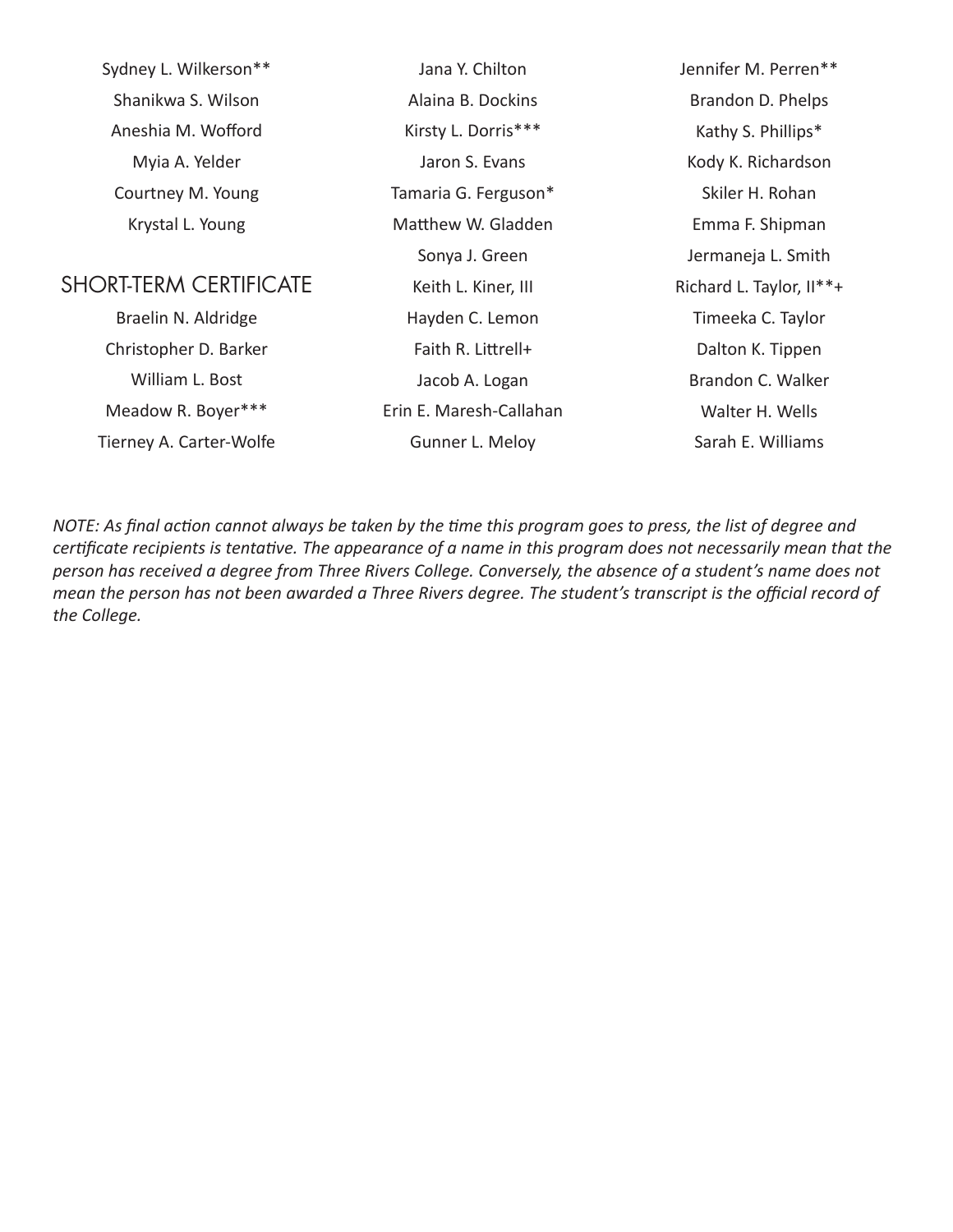Sydney L. Wilkerson**

Shanikwa S. Wilson

Aneshia M. Wofford

Myia A. Yelder

Courtney M. Young

Krystal L. Young

## SHORT-TERM CERTIFICATE

Braelin N. Aldridge

Christopher D. Barker

William L. Bost

Meadow R. Boyer***

Tierney A. Carter-Wolfe

Jana Y. Chilton

Alaina B. Dockins

Kirsty L. Dorris***

Jaron S. Evans

Tamaria G. Ferguson*

Matthew W. Gladden

Sonya J. Green

Keith L. Kiner, III

Hayden C. Lemon

Faith R. Littrell+

Jacob A. Logan

Erin E. Maresh-Callahan

Gunner L. Meloy

Jennifer M. Perren**

Brandon D. Phelps

Kathy S. Phillips*

Kody K. Richardson

Skiler H. Rohan

Emma F. Shipman

Jermaneja L. Smith

Richard L. Taylor, II**+

Timeeka C. Taylor

Dalton K. Tippen

Brandon C. Walker

Walter H. Wells

Sarah E. Williams

*NOTE: As final action cannot always be taken by the time this program goes to press, the list of degree and certificate recipients is tentative. The appearance of a name in this program does not necessarily mean that the person has received a degree from Three Rivers College. Conversely, the absence of a student's name does not mean the person has not been awarded a Three Rivers degree. The student's transcript is the official record of the College.*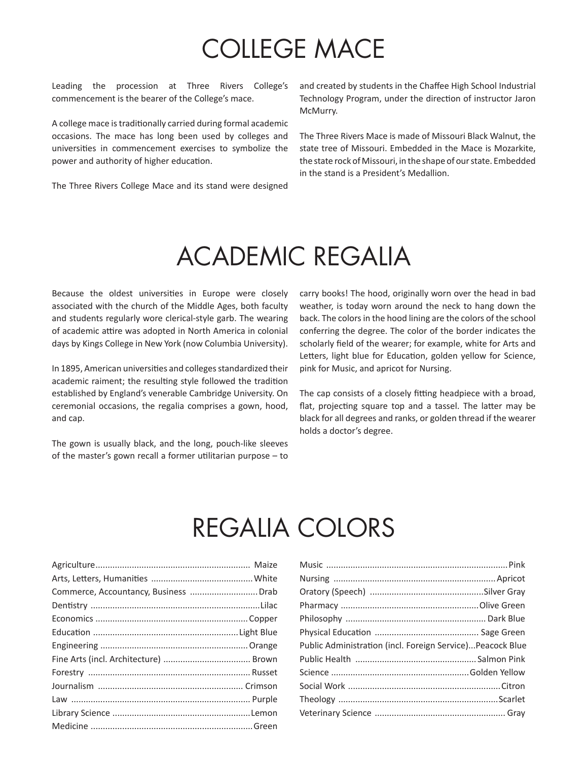# COLLEGE MACE

Leading the procession at Three Rivers College's commencement is the bearer of the College's mace.

A college mace is traditionally carried during formal academic occasions. The mace has long been used by colleges and universities in commencement exercises to symbolize the power and authority of higher education.

The Three Rivers College Mace and its stand were designed and created by students in the Chaffee High School Industrial Technology Program, under the direction of instructor Jaron McMurry.

The Three Rivers Mace is made of Missouri Black Walnut, the state tree of Missouri. Embedded in the Mace is Mozarkite, the state rock of Missouri, in the shape of our state. Embedded in the stand is a President's Medallion.

# ACADEMIC REGALIA

Because the oldest universities in Europe were closely associated with the church of the Middle Ages, both faculty and students regularly wore clerical-style garb. The wearing of academic attire was adopted in North America in colonial days by Kings College in New York (now Columbia University).

In 1895, American universities and colleges standardized their academic raiment; the resulting style followed the tradition established by England's venerable Cambridge University. On ceremonial occasions, the regalia comprises a gown, hood, and cap.

The gown is usually black, and the long, pouch-like sleeves of the master's gown recall a former utilitarian purpose – to carry books! The hood, originally worn over the head in bad weather, is today worn around the neck to hang down the back. The colors in the hood lining are the colors of the school conferring the degree. The color of the border indicates the scholarly field of the wearer; for example, white for Arts and Letters, light blue for Education, golden yellow for Science, pink for Music, and apricot for Nursing.

The cap consists of a closely fitting headpiece with a broad, flat, projecting square top and a tassel. The latter may be black for all degrees and ranks, or golden thread if the wearer holds a doctor's degree.

# REGALIA COLORS

| Field | Color |
|---|---|
| Agriculture | Maize |
| Arts, Letters, Humanities | White |
| Commerce, Accountancy, Business | Drab |
| Dentistry | Lilac |
| Economics | Copper |
| Education | Light Blue |
| Engineering | Orange |
| Fine Arts (incl. Architecture) | Brown |
| Forestry | Russet |
| Journalism | Crimson |
| Law | Purple |
| Library Science | Lemon |
| Medicine | Green |
| Music | Pink |
| Nursing | Apricot |
| Oratory (Speech) | Silver Gray |
| Pharmacy | Olive Green |
| Philosophy | Dark Blue |
| Physical Education | Sage Green |
| Public Administration (incl. Foreign Service) | Peacock Blue |
| Public Health | Salmon Pink |
| Science | Golden Yellow |
| Social Work | Citron |
| Theology | Scarlet |
| Veterinary Science | Gray |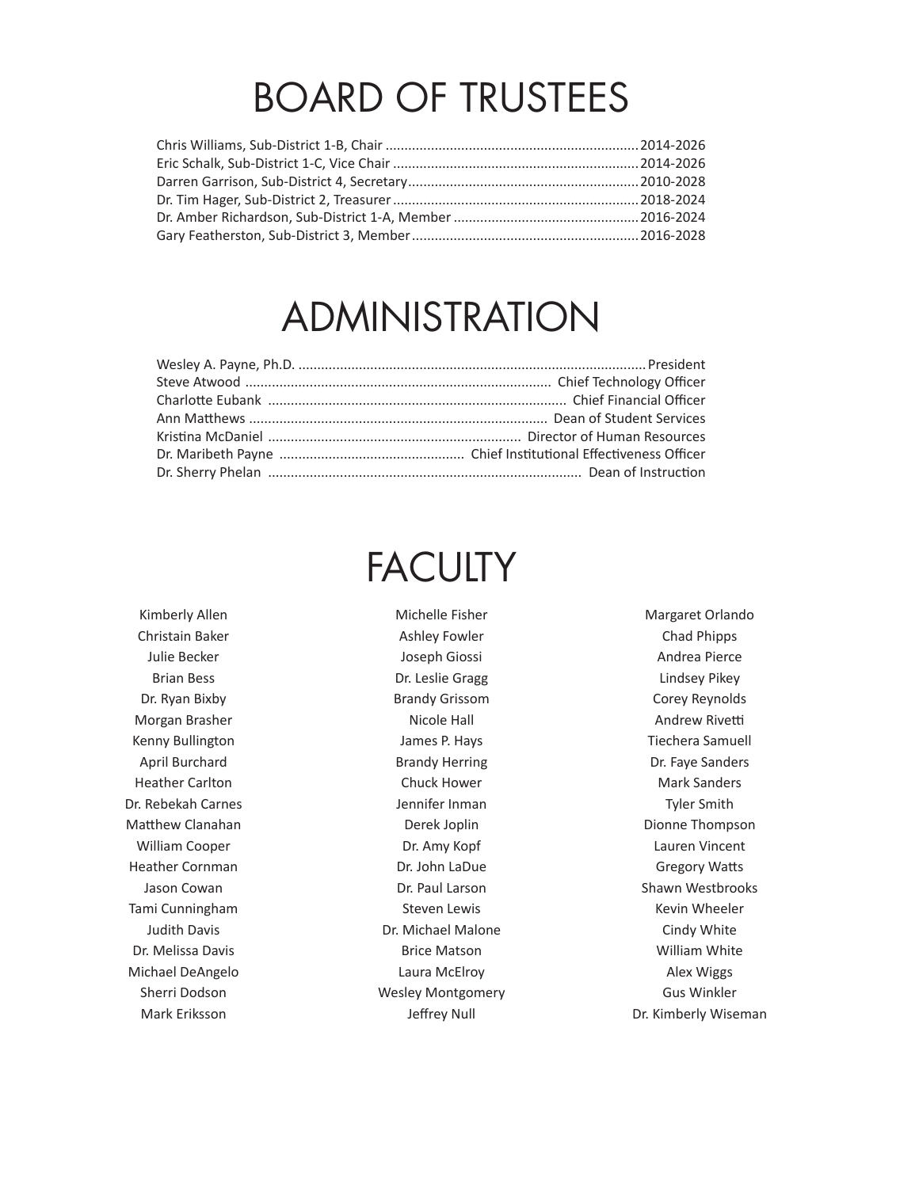# BOARD OF TRUSTEES

Chris Williams, Sub-District 1-B, Chair .................................................................. 2014-2026
Eric Schalk, Sub-District 1-C, Vice Chair ................................................................. 2014-2026
Darren Garrison, Sub-District 4, Secretary ............................................................... 2010-2028
Dr. Tim Hager, Sub-District 2, Treasurer .................................................................. 2018-2024
Dr. Amber Richardson, Sub-District 1-A, Member ..................................................... 2016-2024
Gary Featherston, Sub-District 3, Member ................................................................ 2016-2028

# ADMINISTRATION

Wesley A. Payne, Ph.D. .............................................................................................. President
Steve Atwood ................................................................................ Chief Technology Officer
Charlotte Eubank .............................................................................. Chief Financial Officer
Ann Matthews .............................................................................. Dean of Student Services
Kristina McDaniel ................................................................... Director of Human Resources
Dr. Maribeth Payne ................................................ Chief Institutional Effectiveness Officer
Dr. Sherry Phelan .................................................................................. Dean of Instruction

# FACULTY

Kimberly Allen
Christain Baker
Julie Becker
Brian Bess
Dr. Ryan Bixby
Morgan Brasher
Kenny Bullington
April Burchard
Heather Carlton
Dr. Rebekah Carnes
Matthew Clanahan
William Cooper
Heather Cornman
Jason Cowan
Tami Cunningham
Judith Davis
Dr. Melissa Davis
Michael DeAngelo
Sherri Dodson
Mark Eriksson
Michelle Fisher
Ashley Fowler
Joseph Giossi
Dr. Leslie Gragg
Brandy Grissom
Nicole Hall
James P. Hays
Brandy Herring
Chuck Hower
Jennifer Inman
Derek Joplin
Dr. Amy Kopf
Dr. John LaDue
Dr. Paul Larson
Steven Lewis
Dr. Michael Malone
Brice Matson
Laura McElroy
Wesley Montgomery
Jeffrey Null
Margaret Orlando
Chad Phipps
Andrea Pierce
Lindsey Pikey
Corey Reynolds
Andrew Rivetti
Tiechera Samuell
Dr. Faye Sanders
Mark Sanders
Tyler Smith
Dionne Thompson
Lauren Vincent
Gregory Watts
Shawn Westbrooks
Kevin Wheeler
Cindy White
William White
Alex Wiggs
Gus Winkler
Dr. Kimberly Wiseman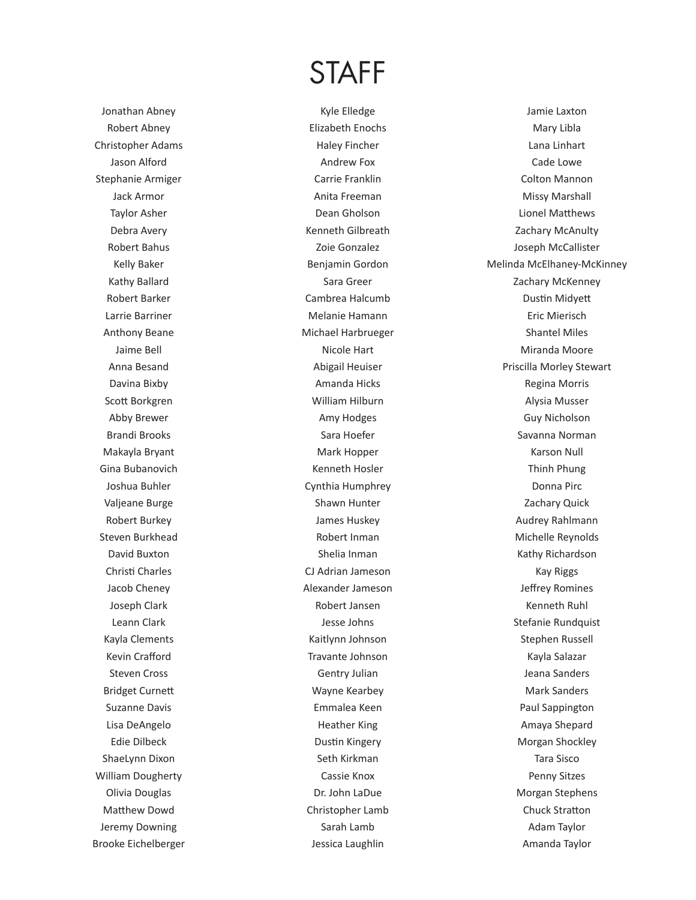# STAFF

Jonathan Abney
Robert Abney
Christopher Adams
Jason Alford
Stephanie Armiger
Jack Armor
Taylor Asher
Debra Avery
Robert Bahus
Kelly Baker
Kathy Ballard
Robert Barker
Larrie Barriner
Anthony Beane
Jaime Bell
Anna Besand
Davina Bixby
Scott Borkgren
Abby Brewer
Brandi Brooks
Makayla Bryant
Gina Bubanovich
Joshua Buhler
Valjeane Burge
Robert Burkey
Steven Burkhead
David Buxton
Christi Charles
Jacob Cheney
Joseph Clark
Leann Clark
Kayla Clements
Kevin Crafford
Steven Cross
Bridget Curnett
Suzanne Davis
Lisa DeAngelo
Edie Dilbeck
ShaeLynn Dixon
William Dougherty
Olivia Douglas
Matthew Dowd
Jeremy Downing
Brooke Eichelberger
Kyle Elledge
Elizabeth Enochs
Haley Fincher
Andrew Fox
Carrie Franklin
Anita Freeman
Dean Gholson
Kenneth Gilbreath
Zoie Gonzalez
Benjamin Gordon
Sara Greer
Cambrea Halcumb
Melanie Hamann
Michael Harbrueger
Nicole Hart
Abigail Heuiser
Amanda Hicks
William Hilburn
Amy Hodges
Sara Hoefer
Mark Hopper
Kenneth Hosler
Cynthia Humphrey
Shawn Hunter
James Huskey
Robert Inman
Shelia Inman
CJ Adrian Jameson
Alexander Jameson
Robert Jansen
Jesse Johns
Kaitlynn Johnson
Travante Johnson
Gentry Julian
Wayne Kearbey
Emmalea Keen
Heather King
Dustin Kingery
Seth Kirkman
Cassie Knox
Dr. John LaDue
Christopher Lamb
Sarah Lamb
Jessica Laughlin
Jamie Laxton
Mary Libla
Lana Linhart
Cade Lowe
Colton Mannon
Missy Marshall
Lionel Matthews
Zachary McAnulty
Joseph McCallister
Melinda McElhaney-McKinney
Zachary McKenney
Dustin Midyett
Eric Mierisch
Shantel Miles
Miranda Moore
Priscilla Morley Stewart
Regina Morris
Alysia Musser
Guy Nicholson
Savanna Norman
Karson Null
Thinh Phung
Donna Pirc
Zachary Quick
Audrey Rahlmann
Michelle Reynolds
Kathy Richardson
Kay Riggs
Jeffrey Romines
Kenneth Ruhl
Stefanie Rundquist
Stephen Russell
Kayla Salazar
Jeana Sanders
Mark Sanders
Paul Sappington
Amaya Shepard
Morgan Shockley
Tara Sisco
Penny Sitzes
Morgan Stephens
Chuck Stratton
Adam Taylor
Amanda Taylor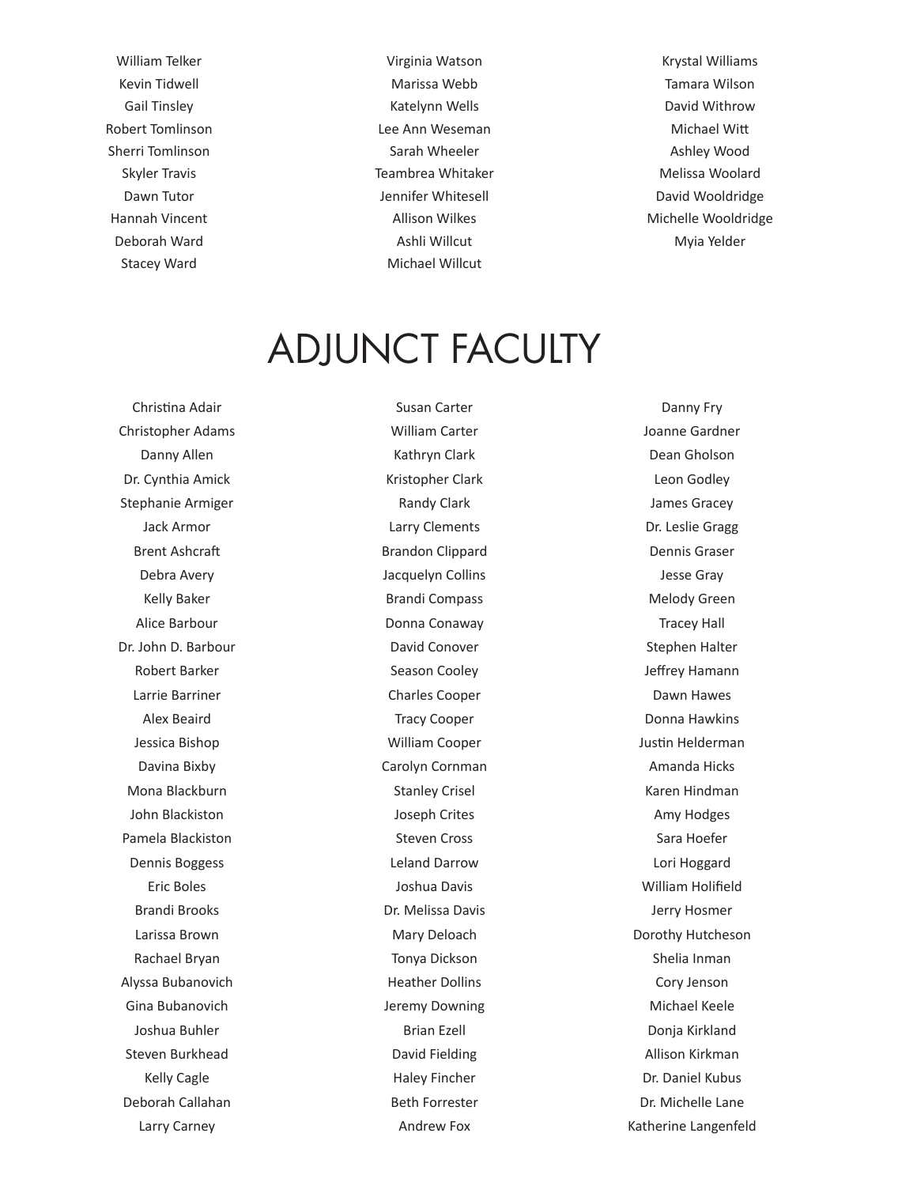William Telker
Kevin Tidwell
Gail Tinsley
Robert Tomlinson
Sherri Tomlinson
Skyler Travis
Dawn Tutor
Hannah Vincent
Deborah Ward
Stacey Ward
Virginia Watson
Marissa Webb
Katelynn Wells
Lee Ann Weseman
Sarah Wheeler
Teambrea Whitaker
Jennifer Whitesell
Allison Wilkes
Ashli Willcut
Michael Willcut
Krystal Williams
Tamara Wilson
David Withrow
Michael Witt
Ashley Wood
Melissa Woolard
David Wooldridge
Michelle Wooldridge
Myia Yelder

# ADJUNCT FACULTY

Christina Adair
Christopher Adams
Danny Allen
Dr. Cynthia Amick
Stephanie Armiger
Jack Armor
Brent Ashcraft
Debra Avery
Kelly Baker
Alice Barbour
Dr. John D. Barbour
Robert Barker
Larrie Barriner
Alex Beaird
Jessica Bishop
Davina Bixby
Mona Blackburn
John Blackiston
Pamela Blackiston
Dennis Boggess
Eric Boles
Brandi Brooks
Larissa Brown
Rachael Bryan
Alyssa Bubanovich
Gina Bubanovich
Joshua Buhler
Steven Burkhead
Kelly Cagle
Deborah Callahan
Larry Carney
Susan Carter
William Carter
Kathryn Clark
Kristopher Clark
Randy Clark
Larry Clements
Brandon Clippard
Jacquelyn Collins
Brandi Compass
Donna Conaway
David Conover
Season Cooley
Charles Cooper
Tracy Cooper
William Cooper
Carolyn Cornman
Stanley Crisel
Joseph Crites
Steven Cross
Leland Darrow
Joshua Davis
Dr. Melissa Davis
Mary Deloach
Tonya Dickson
Heather Dollins
Jeremy Downing
Brian Ezell
David Fielding
Haley Fincher
Beth Forrester
Andrew Fox
Danny Fry
Joanne Gardner
Dean Gholson
Leon Godley
James Gracey
Dr. Leslie Gragg
Dennis Graser
Jesse Gray
Melody Green
Tracey Hall
Stephen Halter
Jeffrey Hamann
Dawn Hawes
Donna Hawkins
Justin Helderman
Amanda Hicks
Karen Hindman
Amy Hodges
Sara Hoefer
Lori Hoggard
William Holifield
Jerry Hosmer
Dorothy Hutcheson
Shelia Inman
Cory Jenson
Michael Keele
Donja Kirkland
Allison Kirkman
Dr. Daniel Kubus
Dr. Michelle Lane
Katherine Langenfeld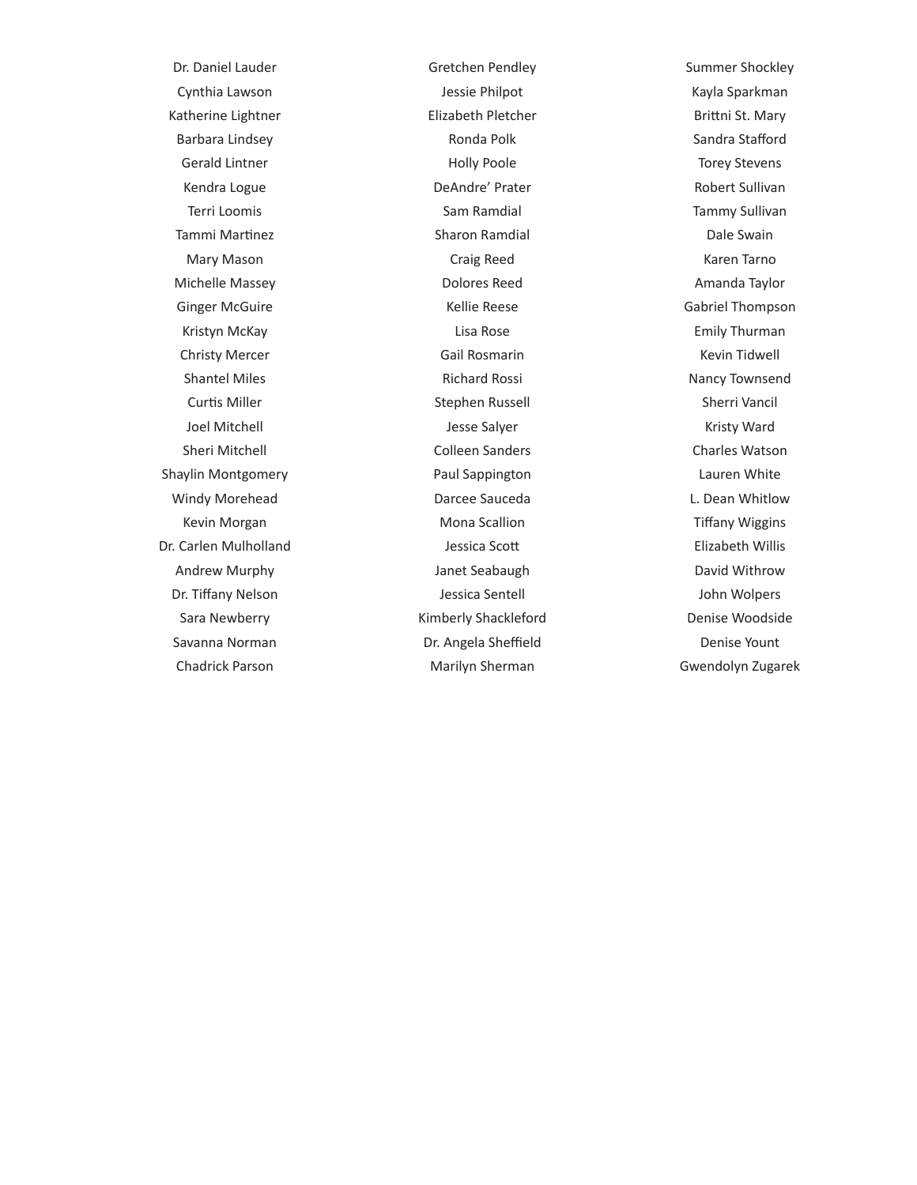Dr. Daniel Lauder
Cynthia Lawson
Katherine Lightner
Barbara Lindsey
Gerald Lintner
Kendra Logue
Terri Loomis
Tammi Martinez
Mary Mason
Michelle Massey
Ginger McGuire
Kristyn McKay
Christy Mercer
Shantel Miles
Curtis Miller
Joel Mitchell
Sheri Mitchell
Shaylin Montgomery
Windy Morehead
Kevin Morgan
Dr. Carlen Mulholland
Andrew Murphy
Dr. Tiffany Nelson
Sara Newberry
Savanna Norman
Chadrick Parson

Gretchen Pendley
Jessie Philpot
Elizabeth Pletcher
Ronda Polk
Holly Poole
DeAndre' Prater
Sam Ramdial
Sharon Ramdial
Craig Reed
Dolores Reed
Kellie Reese
Lisa Rose
Gail Rosmarin
Richard Rossi
Stephen Russell
Jesse Salyer
Colleen Sanders
Paul Sappington
Darcee Sauceda
Mona Scallion
Jessica Scott
Janet Seabaugh
Jessica Sentell
Kimberly Shackleford
Dr. Angela Sheffield
Marilyn Sherman

Summer Shockley
Kayla Sparkman
Brittni St. Mary
Sandra Stafford
Torey Stevens
Robert Sullivan
Tammy Sullivan
Dale Swain
Karen Tarno
Amanda Taylor
Gabriel Thompson
Emily Thurman
Kevin Tidwell
Nancy Townsend
Sherri Vancil
Kristy Ward
Charles Watson
Lauren White
L. Dean Whitlow
Tiffany Wiggins
Elizabeth Willis
David Withrow
John Wolpers
Denise Woodside
Denise Yount
Gwendolyn Zugarek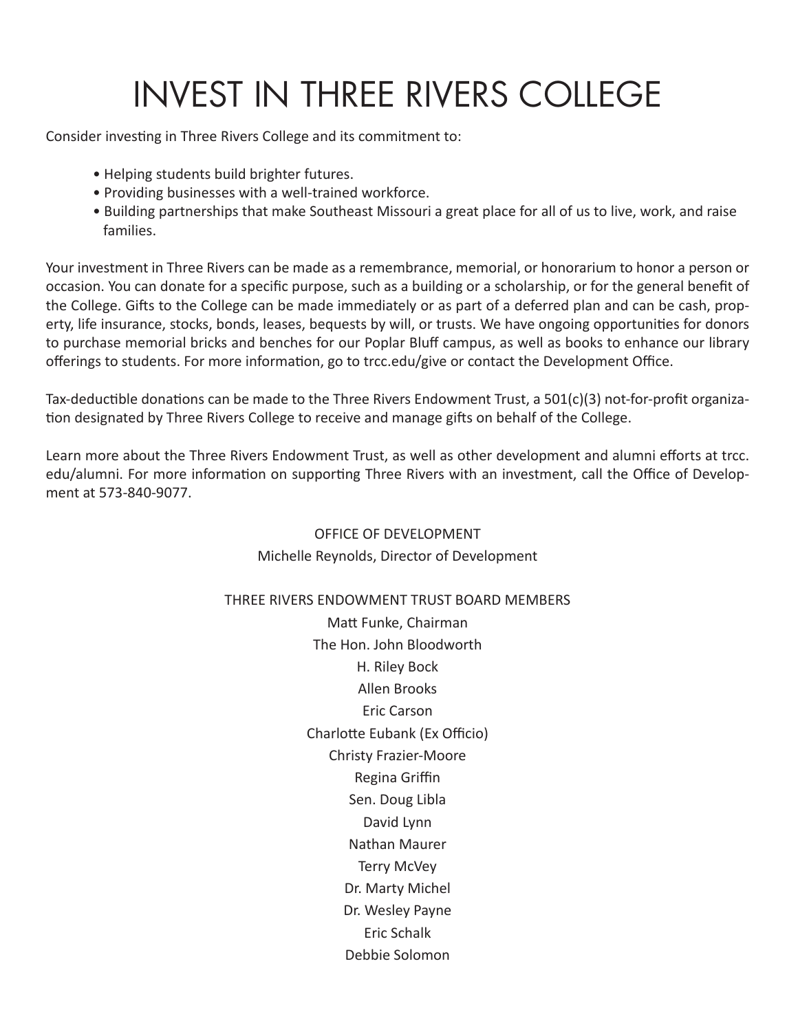# INVEST IN THREE RIVERS COLLEGE

Consider investing in Three Rivers College and its commitment to:

- Helping students build brighter futures.
- Providing businesses with a well-trained workforce.
- Building partnerships that make Southeast Missouri a great place for all of us to live, work, and raise families.

Your investment in Three Rivers can be made as a remembrance, memorial, or honorarium to honor a person or occasion. You can donate for a specific purpose, such as a building or a scholarship, or for the general benefit of the College. Gifts to the College can be made immediately or as part of a deferred plan and can be cash, property, life insurance, stocks, bonds, leases, bequests by will, or trusts. We have ongoing opportunities for donors to purchase memorial bricks and benches for our Poplar Bluff campus, as well as books to enhance our library offerings to students. For more information, go to trcc.edu/give or contact the Development Office.

Tax-deductible donations can be made to the Three Rivers Endowment Trust, a 501(c)(3) not-for-profit organization designated by Three Rivers College to receive and manage gifts on behalf of the College.

Learn more about the Three Rivers Endowment Trust, as well as other development and alumni efforts at trcc.edu/alumni. For more information on supporting Three Rivers with an investment, call the Office of Development at 573-840-9077.

OFFICE OF DEVELOPMENT

Michelle Reynolds, Director of Development

THREE RIVERS ENDOWMENT TRUST BOARD MEMBERS

Matt Funke, Chairman

The Hon. John Bloodworth

H. Riley Bock

Allen Brooks

Eric Carson

Charlotte Eubank (Ex Officio)

Christy Frazier-Moore

Regina Griffin

Sen. Doug Libla

David Lynn

Nathan Maurer

Terry McVey

Dr. Marty Michel

Dr. Wesley Payne

Eric Schalk

Debbie Solomon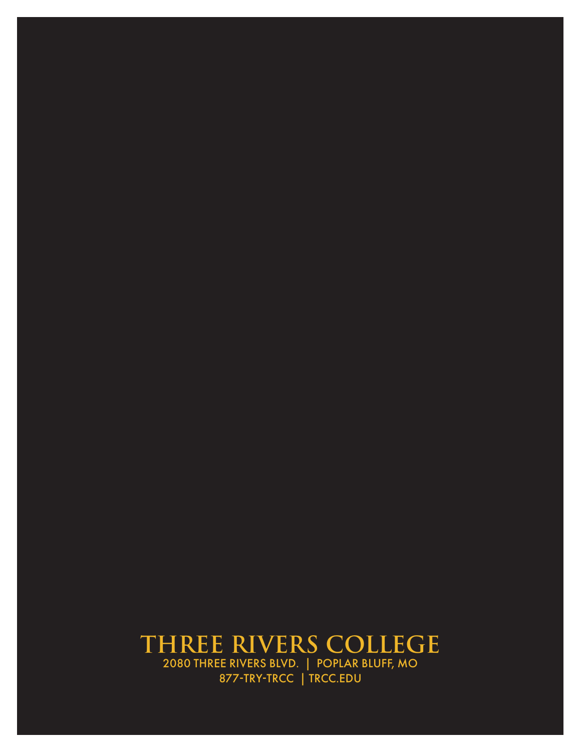**THREE RIVERS COLLEGE**

2080 THREE RIVERS BLVD. | POPLAR BLUFF, MO

877-TRY-TRCC | TRCC.EDU